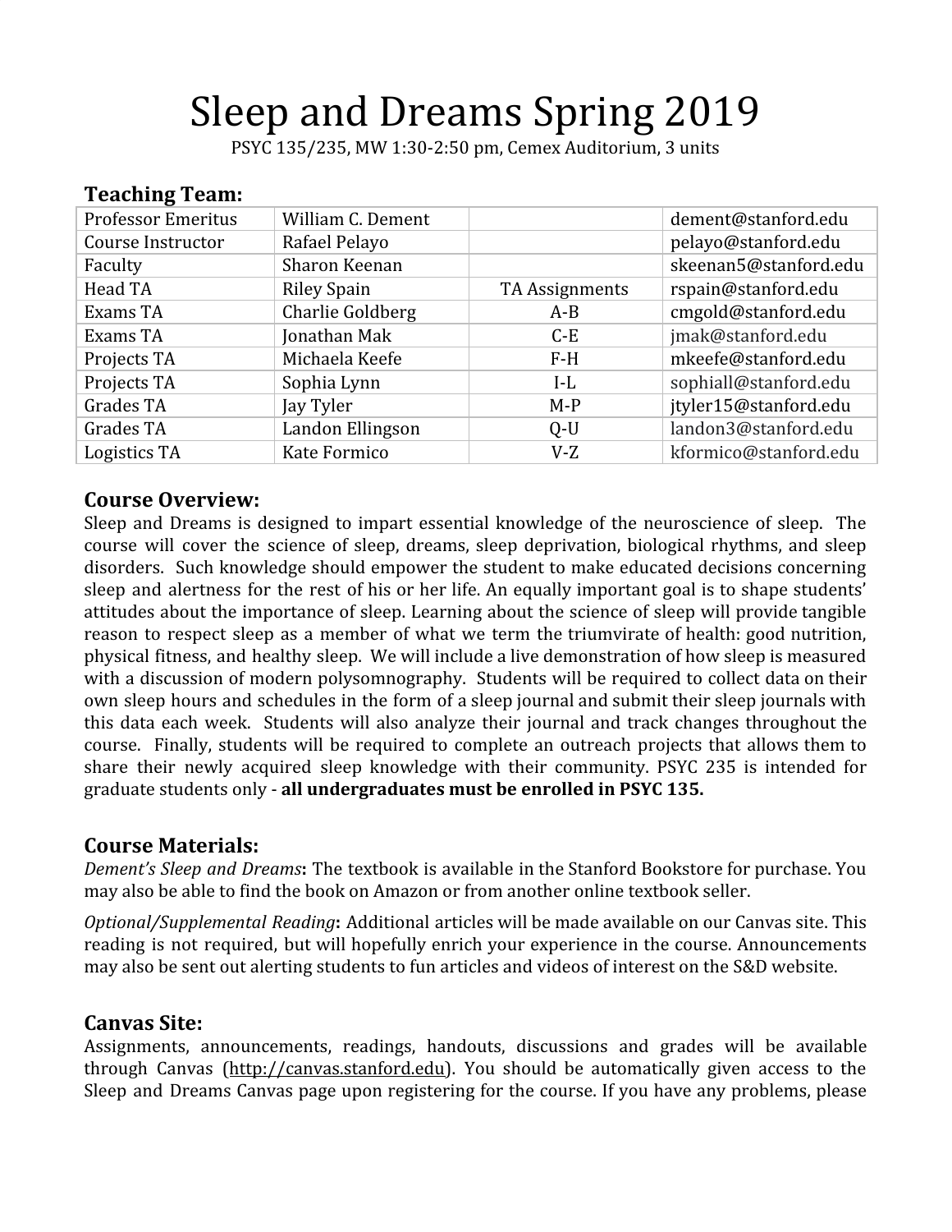# Sleep and Dreams Spring 2019

PSYC 135/235, MW 1:30-2:50 pm, Cemex Auditorium, 3 units

## Teaching Team:

| | | | |
|---|---|---|---|
| Professor Emeritus | William C. Dement | | dement@stanford.edu |
| Course Instructor | Rafael Pelayo | | pelayo@stanford.edu |
| Faculty | Sharon Keenan | | skeenan5@stanford.edu |
| Head TA | Riley Spain | TA Assignments | rspain@stanford.edu |
| Exams TA | Charlie Goldberg | A-B | cmgold@stanford.edu |
| Exams TA | Jonathan Mak | C-E | jmak@stanford.edu |
| Projects TA | Michaela Keefe | F-H | mkeefe@stanford.edu |
| Projects TA | Sophia Lynn | I-L | sophiall@stanford.edu |
| Grades TA | Jay Tyler | M-P | jtyler15@stanford.edu |
| Grades TA | Landon Ellingson | Q-U | landon3@stanford.edu |
| Logistics TA | Kate Formico | V-Z | kformico@stanford.edu |

## Course Overview:

Sleep and Dreams is designed to impart essential knowledge of the neuroscience of sleep. The course will cover the science of sleep, dreams, sleep deprivation, biological rhythms, and sleep disorders. Such knowledge should empower the student to make educated decisions concerning sleep and alertness for the rest of his or her life. An equally important goal is to shape students' attitudes about the importance of sleep. Learning about the science of sleep will provide tangible reason to respect sleep as a member of what we term the triumvirate of health: good nutrition, physical fitness, and healthy sleep. We will include a live demonstration of how sleep is measured with a discussion of modern polysomnography. Students will be required to collect data on their own sleep hours and schedules in the form of a sleep journal and submit their sleep journals with this data each week. Students will also analyze their journal and track changes throughout the course. Finally, students will be required to complete an outreach projects that allows them to share their newly acquired sleep knowledge with their community. PSYC 235 is intended for graduate students only - **all undergraduates must be enrolled in PSYC 135.**

## Course Materials:

*Dement's Sleep and Dreams*: The textbook is available in the Stanford Bookstore for purchase. You may also be able to find the book on Amazon or from another online textbook seller.

*Optional/Supplemental Reading*: Additional articles will be made available on our Canvas site. This reading is not required, but will hopefully enrich your experience in the course. Announcements may also be sent out alerting students to fun articles and videos of interest on the S&D website.

## Canvas Site:

Assignments, announcements, readings, handouts, discussions and grades will be available through Canvas (http://canvas.stanford.edu). You should be automatically given access to the Sleep and Dreams Canvas page upon registering for the course. If you have any problems, please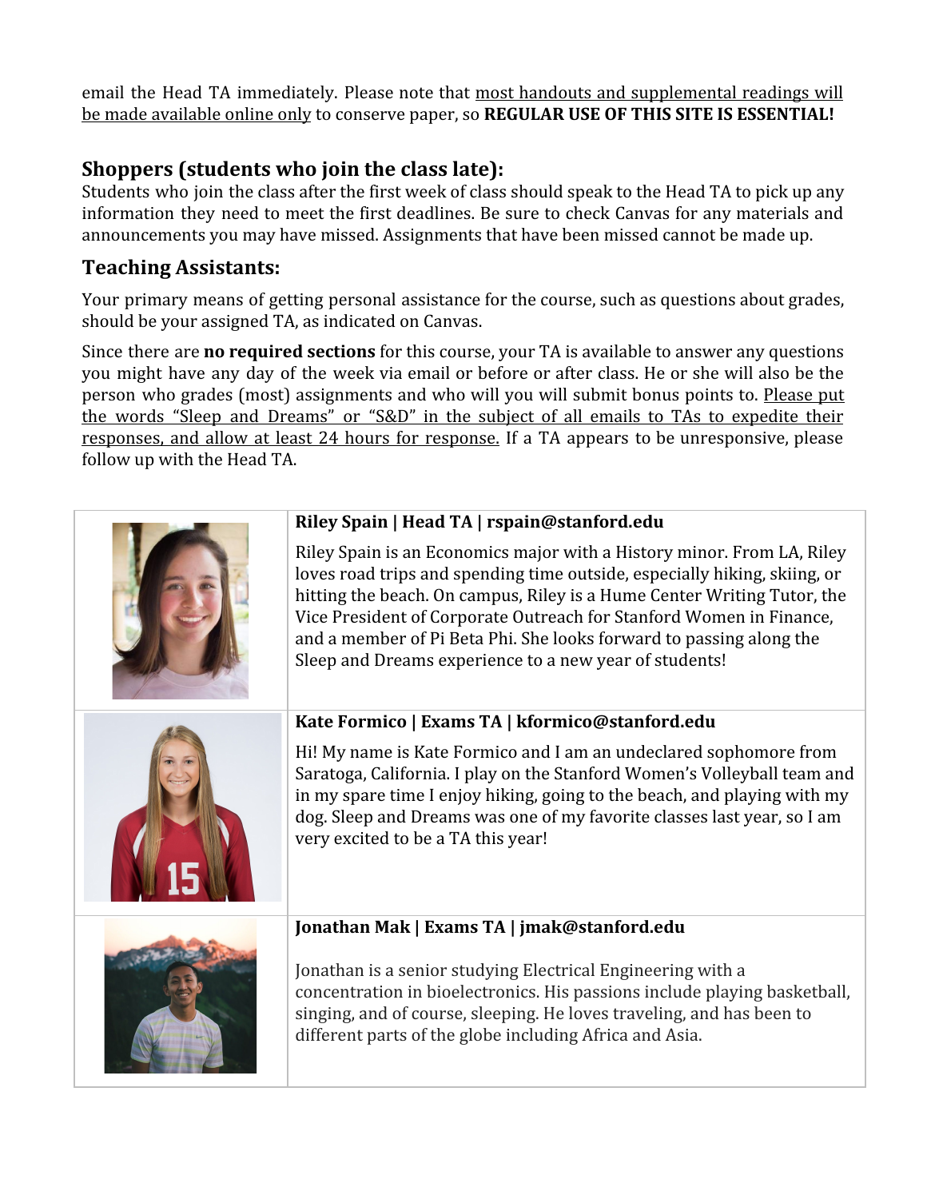email the Head TA immediately. Please note that most handouts and supplemental readings will be made available online only to conserve paper, so **REGULAR USE OF THIS SITE IS ESSENTIAL!**

## Shoppers (students who join the class late):

Students who join the class after the first week of class should speak to the Head TA to pick up any information they need to meet the first deadlines. Be sure to check Canvas for any materials and announcements you may have missed. Assignments that have been missed cannot be made up.

## Teaching Assistants:

Your primary means of getting personal assistance for the course, such as questions about grades, should be your assigned TA, as indicated on Canvas.

Since there are **no required sections** for this course, your TA is available to answer any questions you might have any day of the week via email or before or after class. He or she will also be the person who grades (most) assignments and who will you submit bonus points to. Please put the words "Sleep and Dreams" or "S&D" in the subject of all emails to TAs to expedite their responses, and allow at least 24 hours for response. If a TA appears to be unresponsive, please follow up with the Head TA.

| | |
|---|---|
| | **Riley Spain \| Head TA \| rspain@stanford.edu**<br><br>Riley Spain is an Economics major with a History minor. From LA, Riley loves road trips and spending time outside, especially hiking, skiing, or hitting the beach. On campus, Riley is a Hume Center Writing Tutor, the Vice President of Corporate Outreach for Stanford Women in Finance, and a member of Pi Beta Phi. She looks forward to passing along the Sleep and Dreams experience to a new year of students! |
| | **Kate Formico \| Exams TA \| kformico@stanford.edu**<br><br>Hi! My name is Kate Formico and I am an undeclared sophomore from Saratoga, California. I play on the Stanford Women's Volleyball team and in my spare time I enjoy hiking, going to the beach, and playing with my dog. Sleep and Dreams was one of my favorite classes last year, so I am very excited to be a TA this year! |
| | **Jonathan Mak \| Exams TA \| jmak@stanford.edu**<br><br>Jonathan is a senior studying Electrical Engineering with a concentration in bioelectronics. His passions include playing basketball, singing, and of course, sleeping. He loves traveling, and has been to different parts of the globe including Africa and Asia. |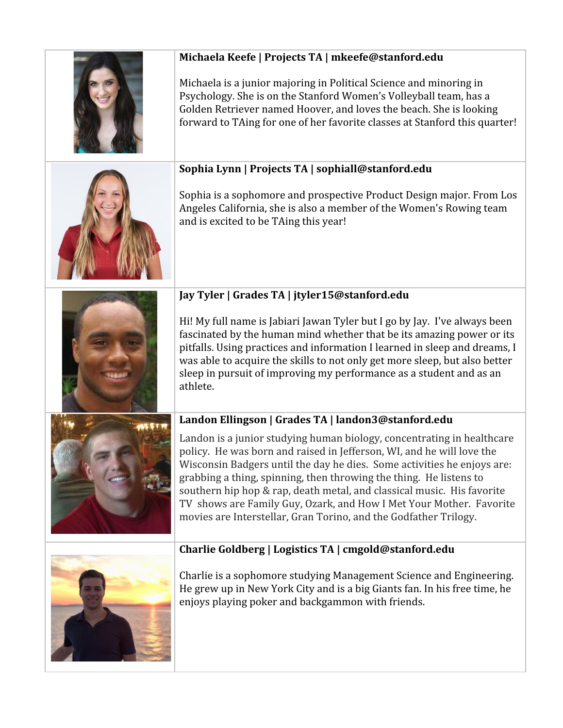**Michaela Keefe | Projects TA | mkeefe@stanford.edu**

Michaela is a junior majoring in Political Science and minoring in Psychology. She is on the Stanford Women's Volleyball team, has a Golden Retriever named Hoover, and loves the beach. She is looking forward to TAing for one of her favorite classes at Stanford this quarter!

**Sophia Lynn | Projects TA | sophiall@stanford.edu**

Sophia is a sophomore and prospective Product Design major. From Los Angeles California, she is also a member of the Women's Rowing team and is excited to be TAing this year!

**Jay Tyler | Grades TA | jtyler15@stanford.edu**

Hi! My full name is Jabiari Jawan Tyler but I go by Jay. I've always been fascinated by the human mind whether that be its amazing power or its pitfalls. Using practices and information I learned in sleep and dreams, I was able to acquire the skills to not only get more sleep, but also better sleep in pursuit of improving my performance as a student and as an athlete.

**Landon Ellingson | Grades TA | landon3@stanford.edu**

Landon is a junior studying human biology, concentrating in healthcare policy. He was born and raised in Jefferson, WI, and he will love the Wisconsin Badgers until the day he dies. Some activities he enjoys are: grabbing a thing, spinning, then throwing the thing. He listens to southern hip hop & rap, death metal, and classical music. His favorite TV shows are Family Guy, Ozark, and How I Met Your Mother. Favorite movies are Interstellar, Gran Torino, and the Godfather Trilogy.

**Charlie Goldberg | Logistics TA | cmgold@stanford.edu**

Charlie is a sophomore studying Management Science and Engineering. He grew up in New York City and is a big Giants fan. In his free time, he enjoys playing poker and backgammon with friends.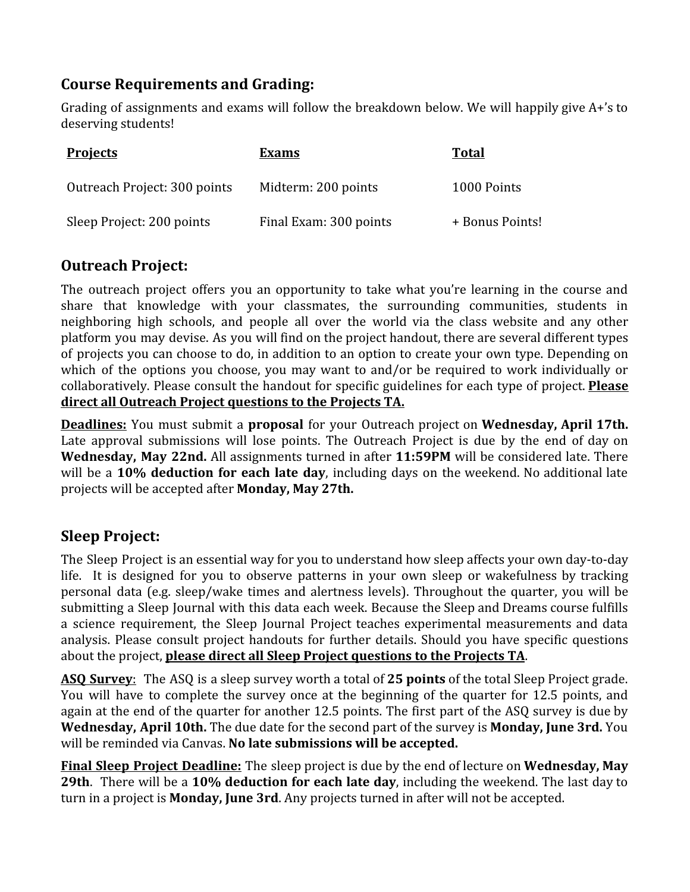## Course Requirements and Grading:

Grading of assignments and exams will follow the breakdown below. We will happily give A+'s to deserving students!

| **Projects** | **Exams** | **Total** |
|---|---|---|
| Outreach Project: 300 points | Midterm: 200 points | 1000 Points |
| Sleep Project: 200 points | Final Exam: 300 points | + Bonus Points! |

## Outreach Project:

The outreach project offers you an opportunity to take what you're learning in the course and share that knowledge with your classmates, the surrounding communities, students in neighboring high schools, and people all over the world via the class website and any other platform you may devise. As you will find on the project handout, there are several different types of projects you can choose to do, in addition to an option to create your own type. Depending on which of the options you choose, you may want to and/or be required to work individually or collaboratively. Please consult the handout for specific guidelines for each type of project. **Please direct all Outreach Project questions to the Projects TA.**

**Deadlines:** You must submit a **proposal** for your Outreach project on **Wednesday, April 17th.** Late approval submissions will lose points. The Outreach Project is due by the end of day on **Wednesday, May 22nd.** All assignments turned in after **11:59PM** will be considered late. There will be a **10% deduction for each late day**, including days on the weekend. No additional late projects will be accepted after **Monday, May 27th.**

## Sleep Project:

The Sleep Project is an essential way for you to understand how sleep affects your own day-to-day life. It is designed for you to observe patterns in your own sleep or wakefulness by tracking personal data (e.g. sleep/wake times and alertness levels). Throughout the quarter, you will be submitting a Sleep Journal with this data each week. Because the Sleep and Dreams course fulfills a science requirement, the Sleep Journal Project teaches experimental measurements and data analysis. Please consult project handouts for further details. Should you have specific questions about the project, **please direct all Sleep Project questions to the Projects TA**.

**ASQ Survey**: The ASQ is a sleep survey worth a total of **25 points** of the total Sleep Project grade. You will have to complete the survey once at the beginning of the quarter for 12.5 points, and again at the end of the quarter for another 12.5 points. The first part of the ASQ survey is due by **Wednesday, April 10th.** The due date for the second part of the survey is **Monday, June 3rd.** You will be reminded via Canvas. **No late submissions will be accepted.**

**Final Sleep Project Deadline:** The sleep project is due by the end of lecture on **Wednesday, May 29th**. There will be a **10% deduction for each late day**, including the weekend. The last day to turn in a project is **Monday, June 3rd**. Any projects turned in after will not be accepted.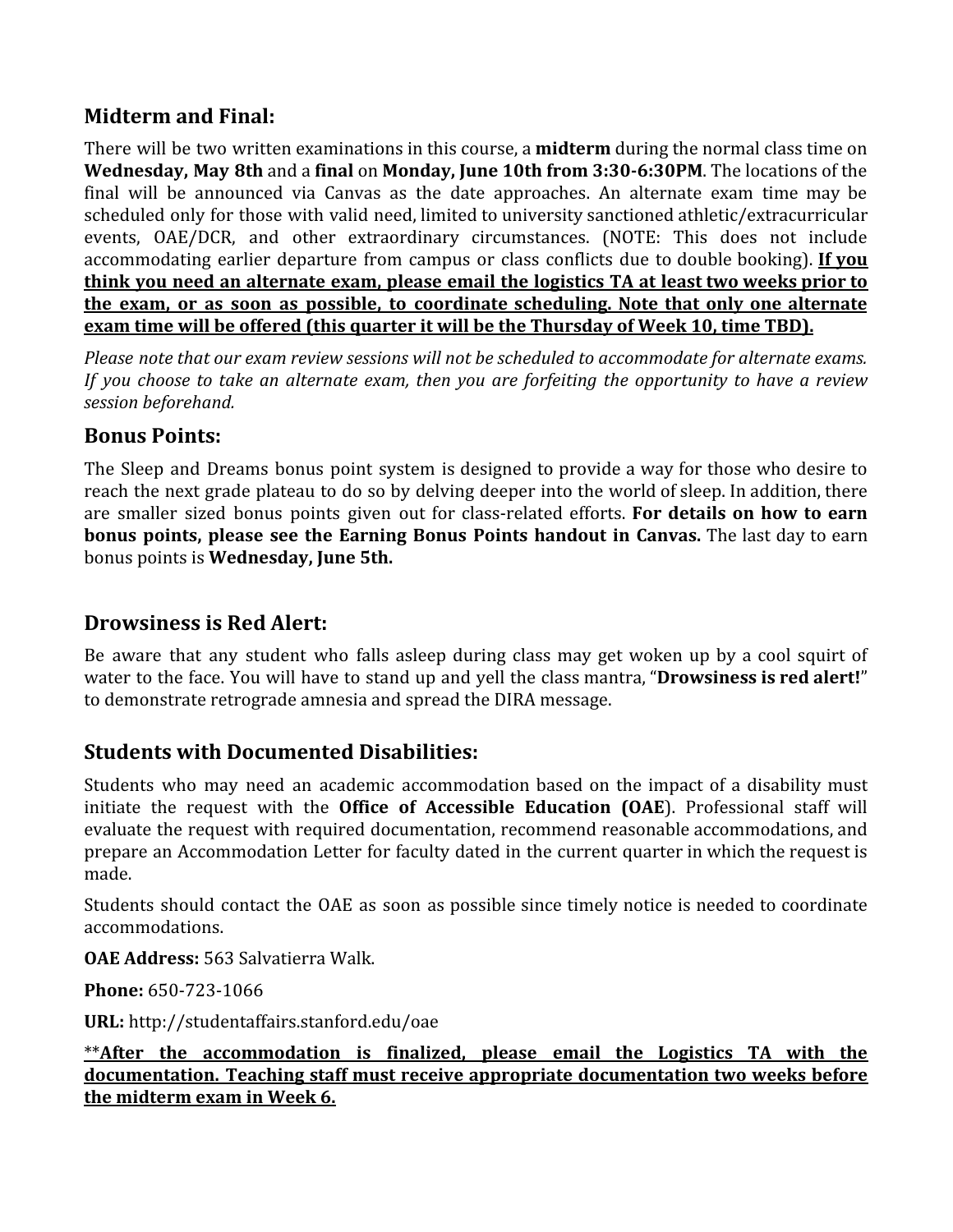## Midterm and Final:

There will be two written examinations in this course, a **midterm** during the normal class time on **Wednesday, May 8th** and a **final** on **Monday, June 10th from 3:30-6:30PM**. The locations of the final will be announced via Canvas as the date approaches. An alternate exam time may be scheduled only for those with valid need, limited to university sanctioned athletic/extracurricular events, OAE/DCR, and other extraordinary circumstances. (NOTE: This does not include accommodating earlier departure from campus or class conflicts due to double booking). **<u>If you think you need an alternate exam, please email the logistics TA at least two weeks prior to the exam, or as soon as possible, to coordinate scheduling. Note that only one alternate exam time will be offered (this quarter it will be the Thursday of Week 10, time TBD).</u>**

*Please note that our exam review sessions will not be scheduled to accommodate for alternate exams. If you choose to take an alternate exam, then you are forfeiting the opportunity to have a review session beforehand.*

## Bonus Points:

The Sleep and Dreams bonus point system is designed to provide a way for those who desire to reach the next grade plateau to do so by delving deeper into the world of sleep. In addition, there are smaller sized bonus points given out for class-related efforts. **For details on how to earn bonus points, please see the Earning Bonus Points handout in Canvas.** The last day to earn bonus points is **Wednesday, June 5th.**

## Drowsiness is Red Alert:

Be aware that any student who falls asleep during class may get woken up by a cool squirt of water to the face. You will have to stand up and yell the class mantra, "**Drowsiness is red alert!**" to demonstrate retrograde amnesia and spread the DIRA message.

## Students with Documented Disabilities:

Students who may need an academic accommodation based on the impact of a disability must initiate the request with the **Office of Accessible Education (OAE**). Professional staff will evaluate the request with required documentation, recommend reasonable accommodations, and prepare an Accommodation Letter for faculty dated in the current quarter in which the request is made.

Students should contact the OAE as soon as possible since timely notice is needed to coordinate accommodations.

**OAE Address:** 563 Salvatierra Walk.

**Phone:** 650-723-1066

**URL:** http://studentaffairs.stanford.edu/oae

**<u>After the accommodation is finalized, please email the Logistics TA with the documentation. Teaching staff must receive appropriate documentation two weeks before the midterm exam in Week 6.</u>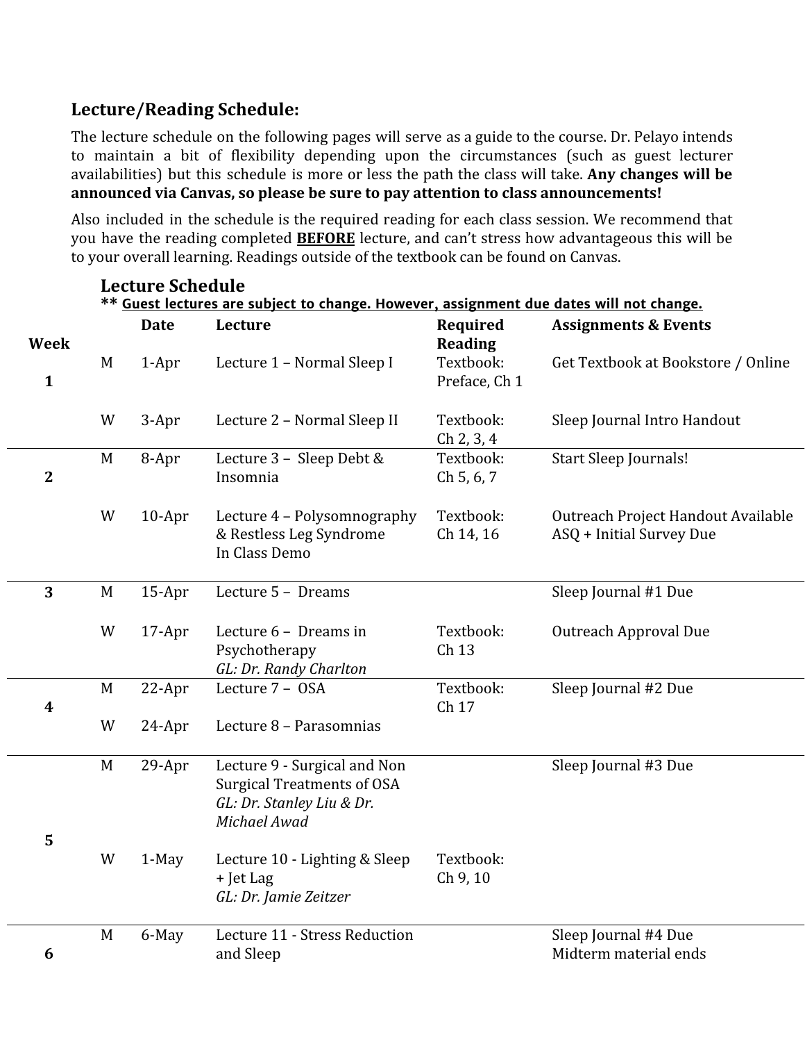## Lecture/Reading Schedule:

The lecture schedule on the following pages will serve as a guide to the course. Dr. Pelayo intends to maintain a bit of flexibility depending upon the circumstances (such as guest lecturer availabilities) but this schedule is more or less the path the class will take. **Any changes will be announced via Canvas, so please be sure to pay attention to class announcements!**

Also included in the schedule is the required reading for each class session. We recommend that you have the reading completed **BEFORE** lecture, and can't stress how advantageous this will be to your overall learning. Readings outside of the textbook can be found on Canvas.

### Lecture Schedule

**\*\* Guest lectures are subject to change. However, assignment due dates will not change.**

| Week | | Date | Lecture | Required Reading | Assignments & Events |
|---|---|---|---|---|---|
| 1 | M | 1-Apr | Lecture 1 – Normal Sleep I | Textbook: Preface, Ch 1 | Get Textbook at Bookstore / Online |
| | W | 3-Apr | Lecture 2 – Normal Sleep II | Textbook: Ch 2, 3, 4 | Sleep Journal Intro Handout |
| 2 | M | 8-Apr | Lecture 3 – Sleep Debt & Insomnia | Textbook: Ch 5, 6, 7 | Start Sleep Journals! |
| | W | 10-Apr | Lecture 4 – Polysomnography & Restless Leg Syndrome In Class Demo | Textbook: Ch 14, 16 | Outreach Project Handout Available ASQ + Initial Survey Due |
| 3 | M | 15-Apr | Lecture 5 – Dreams | | Sleep Journal #1 Due |
| | W | 17-Apr | Lecture 6 – Dreams in Psychotherapy *GL: Dr. Randy Charlton* | Textbook: Ch 13 | Outreach Approval Due |
| 4 | M | 22-Apr | Lecture 7 – OSA | Textbook: Ch 17 | Sleep Journal #2 Due |
| | W | 24-Apr | Lecture 8 – Parasomnias | | |
| 5 | M | 29-Apr | Lecture 9 - Surgical and Non Surgical Treatments of OSA *GL: Dr. Stanley Liu & Dr. Michael Awad* | | Sleep Journal #3 Due |
| | W | 1-May | Lecture 10 - Lighting & Sleep + Jet Lag *GL: Dr. Jamie Zeitzer* | Textbook: Ch 9, 10 | |
| 6 | M | 6-May | Lecture 11 - Stress Reduction and Sleep | | Sleep Journal #4 Due Midterm material ends |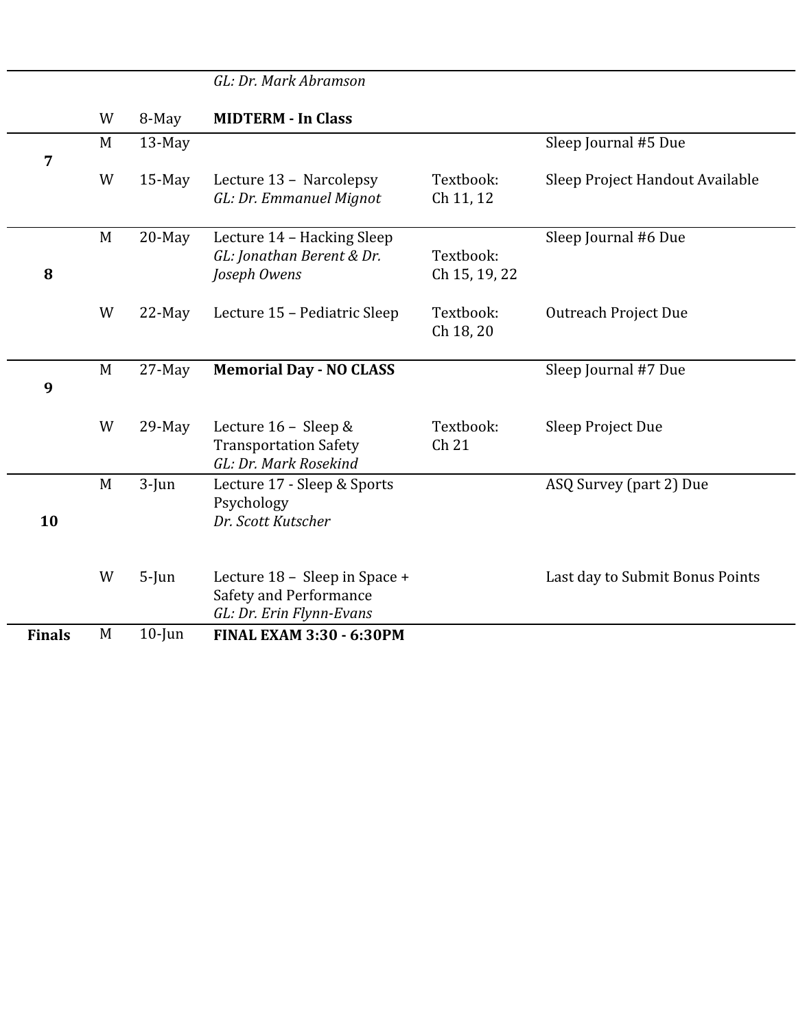| | | | | | |
|---|---|---|---|---|---|
| | | | *GL: Dr. Mark Abramson* | | |
| | W | 8-May | **MIDTERM - In Class** | | |
| **7** | M | 13-May | | | Sleep Journal #5 Due |
| | W | 15-May | Lecture 13 – Narcolepsy *GL: Dr. Emmanuel Mignot* | Textbook: Ch 11, 12 | Sleep Project Handout Available |
| **8** | M | 20-May | Lecture 14 – Hacking Sleep *GL: Jonathan Berent & Dr. Joseph Owens* | Textbook: Ch 15, 19, 22 | Sleep Journal #6 Due |
| | W | 22-May | Lecture 15 – Pediatric Sleep | Textbook: Ch 18, 20 | Outreach Project Due |
| **9** | M | 27-May | **Memorial Day - NO CLASS** | | Sleep Journal #7 Due |
| | W | 29-May | Lecture 16 – Sleep & Transportation Safety *GL: Dr. Mark Rosekind* | Textbook: Ch 21 | Sleep Project Due |
| **10** | M | 3-Jun | Lecture 17 - Sleep & Sports Psychology *Dr. Scott Kutscher* | | ASQ Survey (part 2) Due |
| | W | 5-Jun | Lecture 18 – Sleep in Space + Safety and Performance *GL: Dr. Erin Flynn-Evans* | | Last day to Submit Bonus Points |
| **Finals** | M | 10-Jun | **FINAL EXAM 3:30 - 6:30PM** | | |